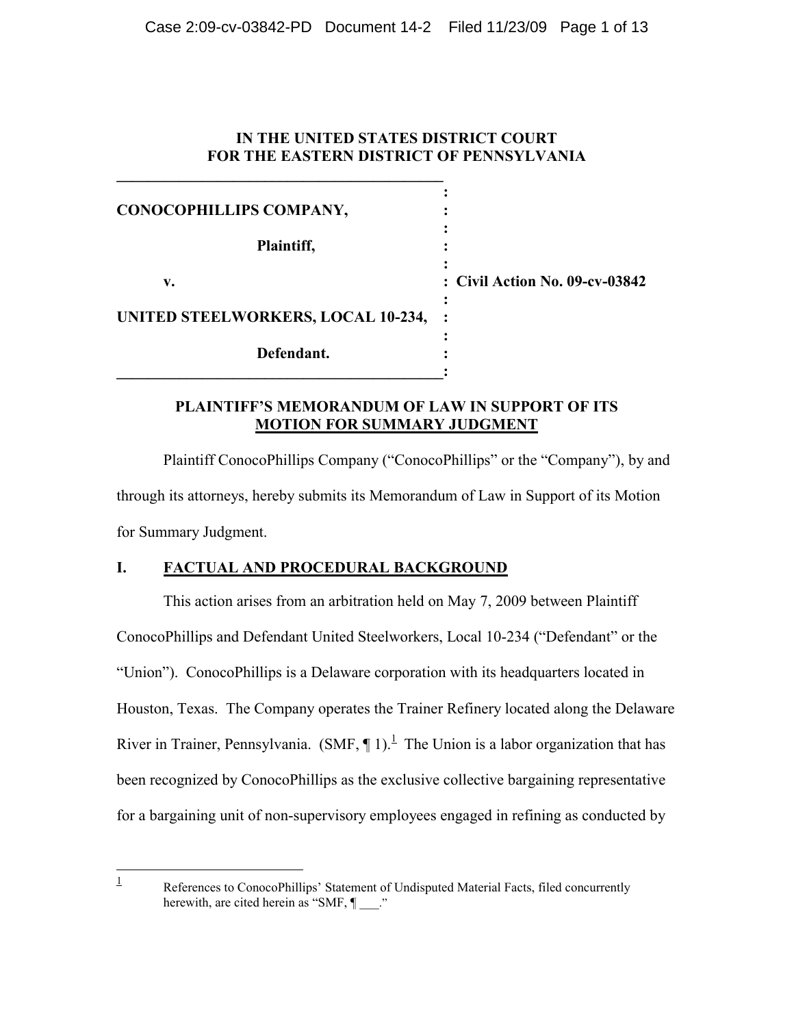**IN THE UNITED STATES DISTRICT COURT**
**FOR THE EASTERN DISTRICT OF PENNSYLVANIA**

| | | |
|---|---|---|
| **CONOCOPHILLIPS COMPANY,** | : | |
| **Plaintiff,** | : | |
| **v.** | : | **Civil Action No. 09-cv-03842** |
| **UNITED STEELWORKERS, LOCAL 10-234,** | : | |
| **Defendant.** | : | |

## PLAINTIFF'S MEMORANDUM OF LAW IN SUPPORT OF ITS MOTION FOR SUMMARY JUDGMENT

Plaintiff ConocoPhillips Company ("ConocoPhillips" or the "Company"), by and through its attorneys, hereby submits its Memorandum of Law in Support of its Motion for Summary Judgment.

## I. FACTUAL AND PROCEDURAL BACKGROUND

This action arises from an arbitration held on May 7, 2009 between Plaintiff ConocoPhillips and Defendant United Steelworkers, Local 10-234 ("Defendant" or the "Union"). ConocoPhillips is a Delaware corporation with its headquarters located in Houston, Texas. The Company operates the Trainer Refinery located along the Delaware River in Trainer, Pennsylvania. (SMF, ¶ 1).[1] The Union is a labor organization that has been recognized by ConocoPhillips as the exclusive collective bargaining representative for a bargaining unit of non-supervisory employees engaged in refining as conducted by

---

[1] References to ConocoPhillips' Statement of Undisputed Material Facts, filed concurrently herewith, are cited herein as "SMF, ¶ ___."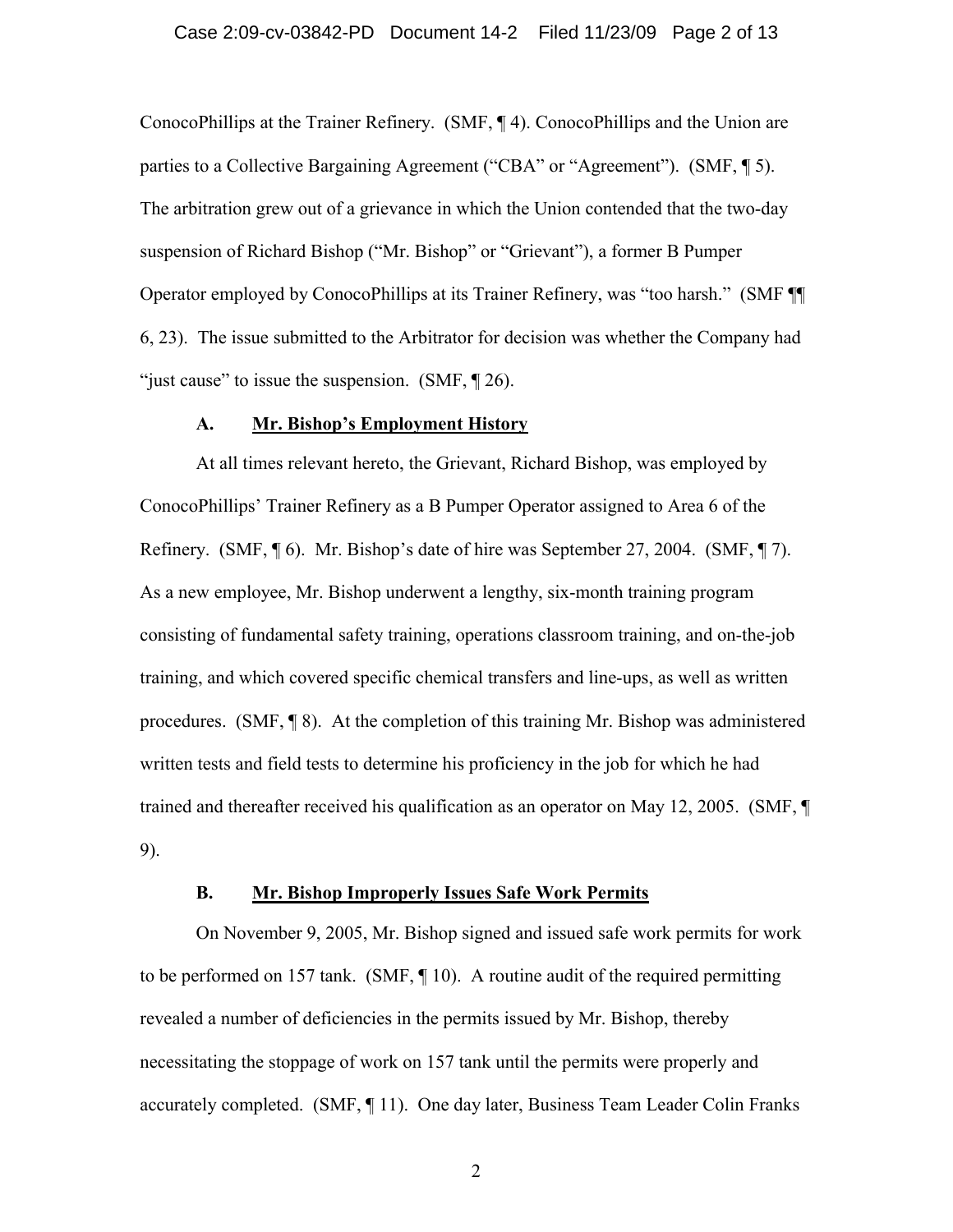ConocoPhillips at the Trainer Refinery. (SMF, ¶ 4). ConocoPhillips and the Union are parties to a Collective Bargaining Agreement ("CBA" or "Agreement"). (SMF, ¶ 5). The arbitration grew out of a grievance in which the Union contended that the two-day suspension of Richard Bishop ("Mr. Bishop" or "Grievant"), a former B Pumper Operator employed by ConocoPhillips at its Trainer Refinery, was "too harsh." (SMF ¶¶ 6, 23). The issue submitted to the Arbitrator for decision was whether the Company had "just cause" to issue the suspension. (SMF, ¶ 26).

### A. <u>Mr. Bishop's Employment History</u>

At all times relevant hereto, the Grievant, Richard Bishop, was employed by ConocoPhillips' Trainer Refinery as a B Pumper Operator assigned to Area 6 of the Refinery. (SMF, ¶ 6). Mr. Bishop's date of hire was September 27, 2004. (SMF, ¶ 7). As a new employee, Mr. Bishop underwent a lengthy, six-month training program consisting of fundamental safety training, operations classroom training, and on-the-job training, and which covered specific chemical transfers and line-ups, as well as written procedures. (SMF, ¶ 8). At the completion of this training Mr. Bishop was administered written tests and field tests to determine his proficiency in the job for which he had trained and thereafter received his qualification as an operator on May 12, 2005. (SMF, ¶ 9).

### B. <u>Mr. Bishop Improperly Issues Safe Work Permits</u>

On November 9, 2005, Mr. Bishop signed and issued safe work permits for work to be performed on 157 tank. (SMF, ¶ 10). A routine audit of the required permitting revealed a number of deficiencies in the permits issued by Mr. Bishop, thereby necessitating the stoppage of work on 157 tank until the permits were properly and accurately completed. (SMF, ¶ 11). One day later, Business Team Leader Colin Franks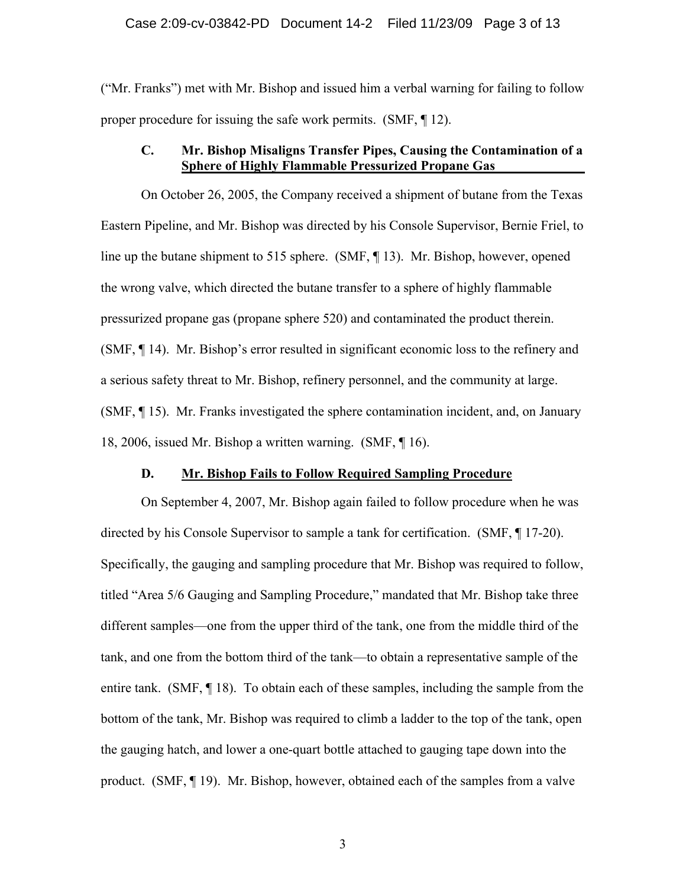("Mr. Franks") met with Mr. Bishop and issued him a verbal warning for failing to follow proper procedure for issuing the safe work permits. (SMF, ¶ 12).

### C. Mr. Bishop Misaligns Transfer Pipes, Causing the Contamination of a Sphere of Highly Flammable Pressurized Propane Gas

On October 26, 2005, the Company received a shipment of butane from the Texas Eastern Pipeline, and Mr. Bishop was directed by his Console Supervisor, Bernie Friel, to line up the butane shipment to 515 sphere. (SMF, ¶ 13). Mr. Bishop, however, opened the wrong valve, which directed the butane transfer to a sphere of highly flammable pressurized propane gas (propane sphere 520) and contaminated the product therein. (SMF, ¶ 14). Mr. Bishop's error resulted in significant economic loss to the refinery and a serious safety threat to Mr. Bishop, refinery personnel, and the community at large. (SMF, ¶ 15). Mr. Franks investigated the sphere contamination incident, and, on January 18, 2006, issued Mr. Bishop a written warning. (SMF, ¶ 16).

### D. Mr. Bishop Fails to Follow Required Sampling Procedure

On September 4, 2007, Mr. Bishop again failed to follow procedure when he was directed by his Console Supervisor to sample a tank for certification. (SMF, ¶ 17-20). Specifically, the gauging and sampling procedure that Mr. Bishop was required to follow, titled "Area 5/6 Gauging and Sampling Procedure," mandated that Mr. Bishop take three different samples—one from the upper third of the tank, one from the middle third of the tank, and one from the bottom third of the tank—to obtain a representative sample of the entire tank. (SMF, ¶ 18). To obtain each of these samples, including the sample from the bottom of the tank, Mr. Bishop was required to climb a ladder to the top of the tank, open the gauging hatch, and lower a one-quart bottle attached to gauging tape down into the product. (SMF, ¶ 19). Mr. Bishop, however, obtained each of the samples from a valve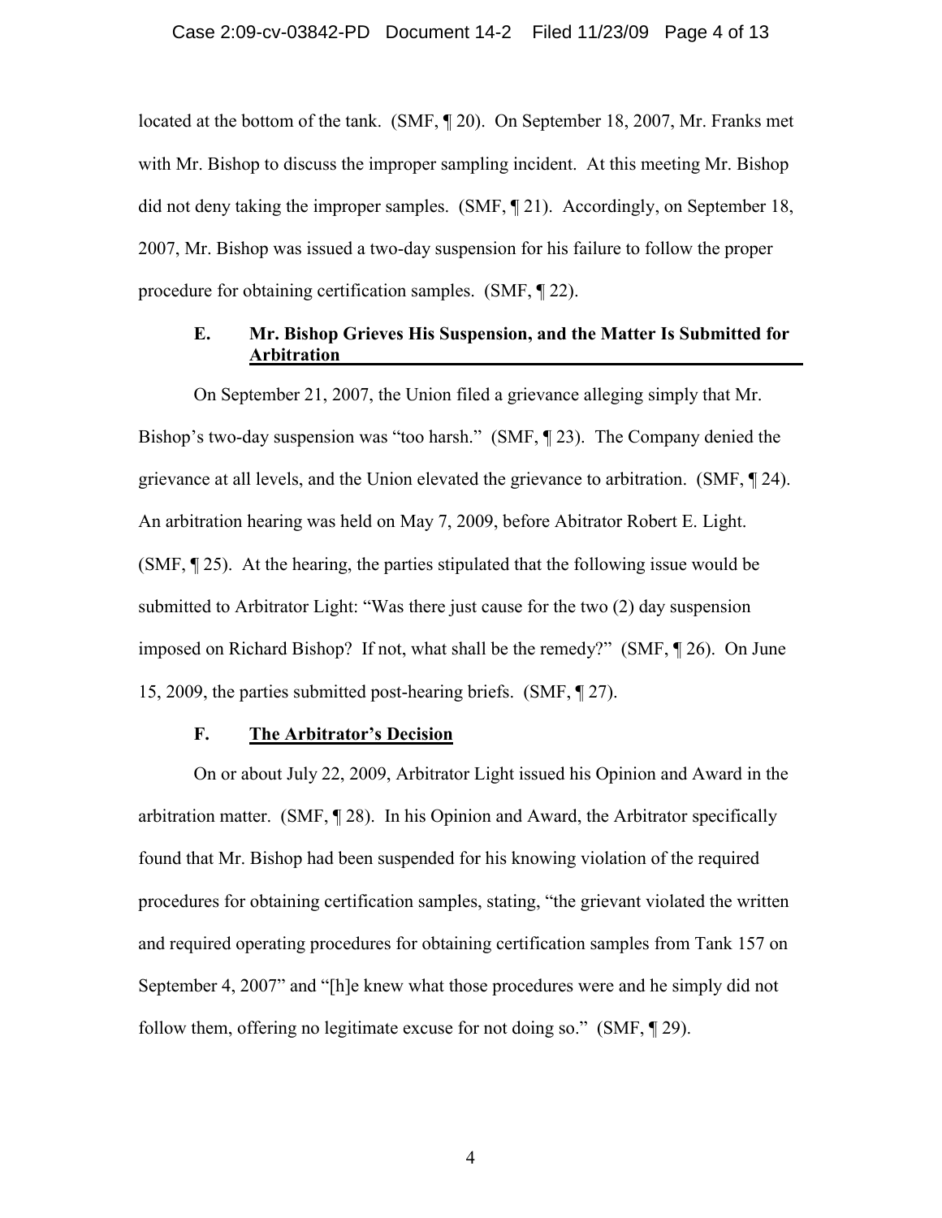located at the bottom of the tank. (SMF, ¶ 20). On September 18, 2007, Mr. Franks met with Mr. Bishop to discuss the improper sampling incident. At this meeting Mr. Bishop did not deny taking the improper samples. (SMF, ¶ 21). Accordingly, on September 18, 2007, Mr. Bishop was issued a two-day suspension for his failure to follow the proper procedure for obtaining certification samples. (SMF, ¶ 22).

### E. Mr. Bishop Grieves His Suspension, and the Matter Is Submitted for Arbitration

On September 21, 2007, the Union filed a grievance alleging simply that Mr. Bishop's two-day suspension was "too harsh." (SMF, ¶ 23). The Company denied the grievance at all levels, and the Union elevated the grievance to arbitration. (SMF, ¶ 24). An arbitration hearing was held on May 7, 2009, before Abitrator Robert E. Light. (SMF, ¶ 25). At the hearing, the parties stipulated that the following issue would be submitted to Arbitrator Light: "Was there just cause for the two (2) day suspension imposed on Richard Bishop? If not, what shall be the remedy?" (SMF, ¶ 26). On June 15, 2009, the parties submitted post-hearing briefs. (SMF, ¶ 27).

### F. The Arbitrator's Decision

On or about July 22, 2009, Arbitrator Light issued his Opinion and Award in the arbitration matter. (SMF, ¶ 28). In his Opinion and Award, the Arbitrator specifically found that Mr. Bishop had been suspended for his knowing violation of the required procedures for obtaining certification samples, stating, "the grievant violated the written and required operating procedures for obtaining certification samples from Tank 157 on September 4, 2007" and "[h]e knew what those procedures were and he simply did not follow them, offering no legitimate excuse for not doing so." (SMF, ¶ 29).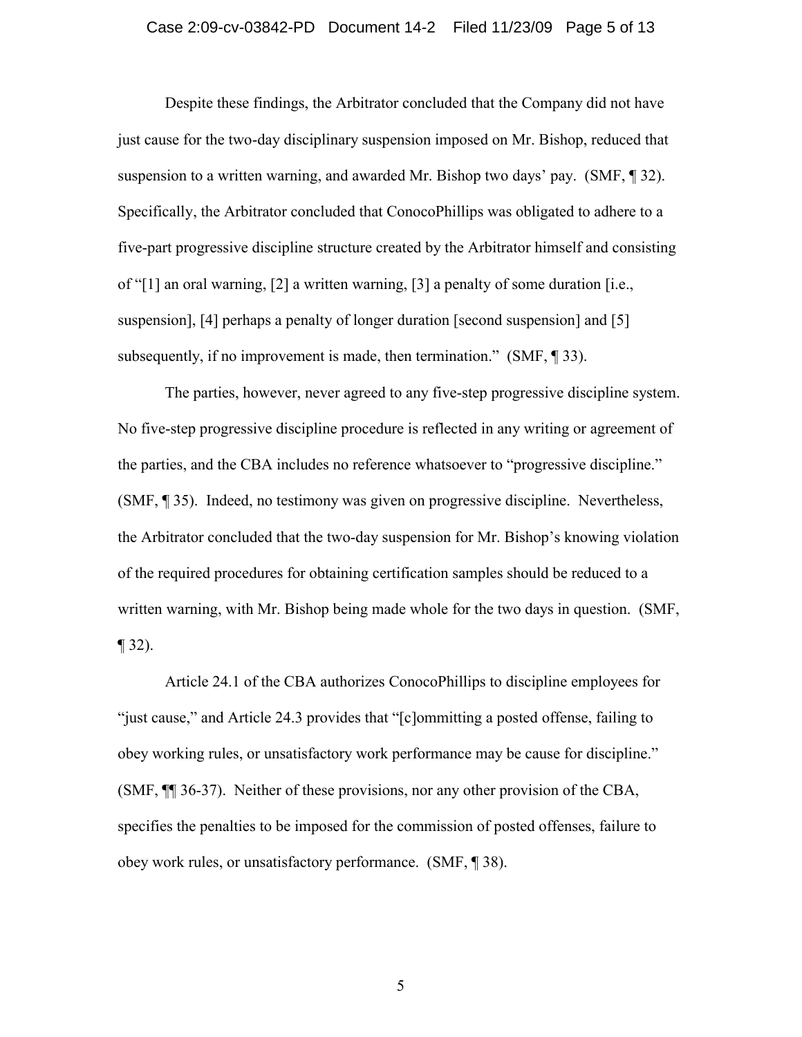Despite these findings, the Arbitrator concluded that the Company did not have just cause for the two-day disciplinary suspension imposed on Mr. Bishop, reduced that suspension to a written warning, and awarded Mr. Bishop two days' pay. (SMF, ¶ 32). Specifically, the Arbitrator concluded that ConocoPhillips was obligated to adhere to a five-part progressive discipline structure created by the Arbitrator himself and consisting of "[1] an oral warning, [2] a written warning, [3] a penalty of some duration [i.e., suspension], [4] perhaps a penalty of longer duration [second suspension] and [5] subsequently, if no improvement is made, then termination." (SMF, ¶ 33).

The parties, however, never agreed to any five-step progressive discipline system. No five-step progressive discipline procedure is reflected in any writing or agreement of the parties, and the CBA includes no reference whatsoever to "progressive discipline." (SMF, ¶ 35). Indeed, no testimony was given on progressive discipline. Nevertheless, the Arbitrator concluded that the two-day suspension for Mr. Bishop's knowing violation of the required procedures for obtaining certification samples should be reduced to a written warning, with Mr. Bishop being made whole for the two days in question. (SMF, ¶ 32).

Article 24.1 of the CBA authorizes ConocoPhillips to discipline employees for "just cause," and Article 24.3 provides that "[c]ommitting a posted offense, failing to obey working rules, or unsatisfactory work performance may be cause for discipline." (SMF, ¶¶ 36-37). Neither of these provisions, nor any other provision of the CBA, specifies the penalties to be imposed for the commission of posted offenses, failure to obey work rules, or unsatisfactory performance. (SMF, ¶ 38).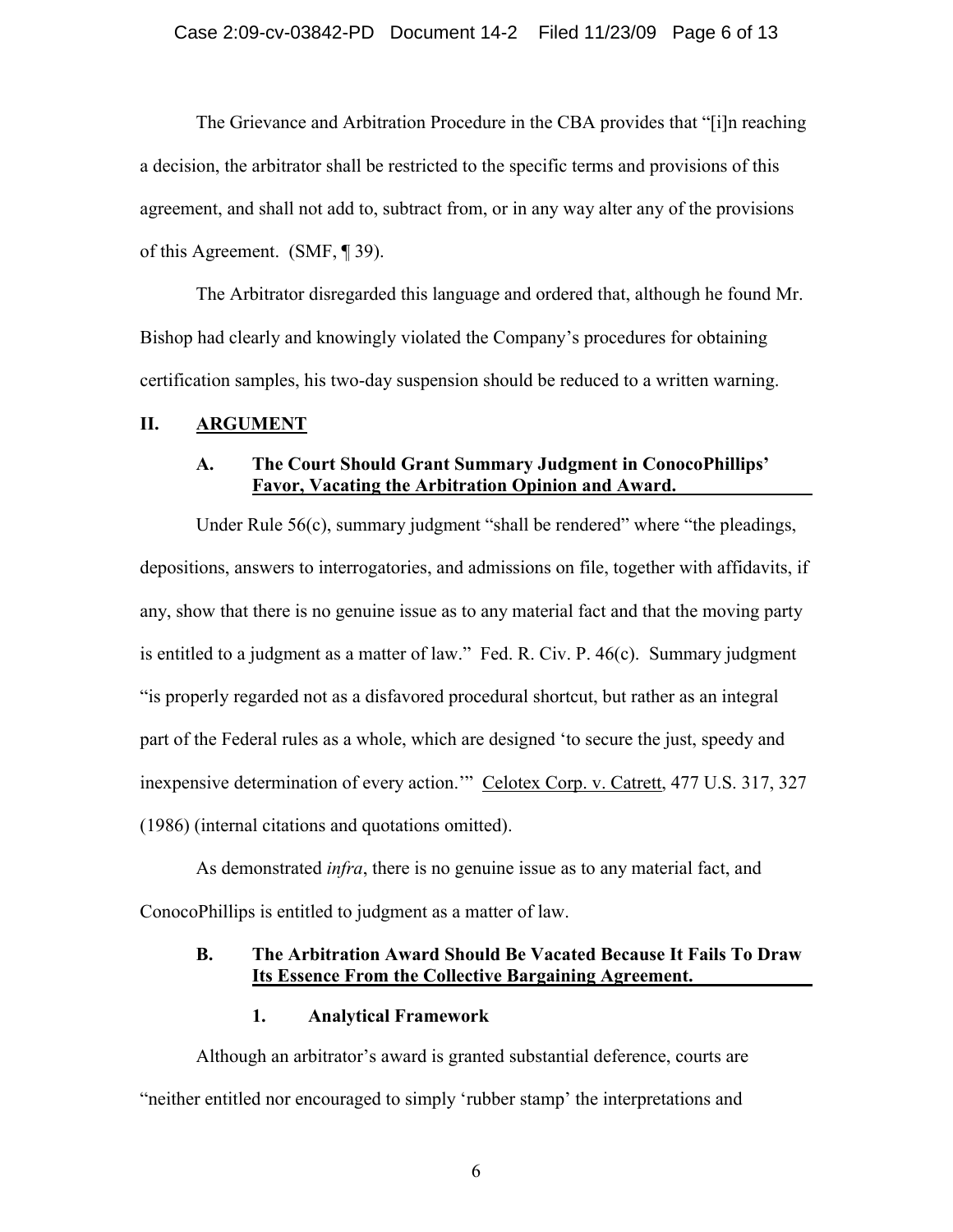The Grievance and Arbitration Procedure in the CBA provides that "[i]n reaching a decision, the arbitrator shall be restricted to the specific terms and provisions of this agreement, and shall not add to, subtract from, or in any way alter any of the provisions of this Agreement. (SMF, ¶ 39).

The Arbitrator disregarded this language and ordered that, although he found Mr. Bishop had clearly and knowingly violated the Company's procedures for obtaining certification samples, his two-day suspension should be reduced to a written warning.

## II. ARGUMENT

### A. The Court Should Grant Summary Judgment in ConocoPhillips' Favor, Vacating the Arbitration Opinion and Award.

Under Rule 56(c), summary judgment "shall be rendered" where "the pleadings, depositions, answers to interrogatories, and admissions on file, together with affidavits, if any, show that there is no genuine issue as to any material fact and that the moving party is entitled to a judgment as a matter of law." Fed. R. Civ. P. 46(c). Summary judgment "is properly regarded not as a disfavored procedural shortcut, but rather as an integral part of the Federal rules as a whole, which are designed 'to secure the just, speedy and inexpensive determination of every action.'" Celotex Corp. v. Catrett, 477 U.S. 317, 327 (1986) (internal citations and quotations omitted).

As demonstrated *infra*, there is no genuine issue as to any material fact, and ConocoPhillips is entitled to judgment as a matter of law.

### B. The Arbitration Award Should Be Vacated Because It Fails To Draw Its Essence From the Collective Bargaining Agreement.

#### 1. Analytical Framework

Although an arbitrator's award is granted substantial deference, courts are "neither entitled nor encouraged to simply 'rubber stamp' the interpretations and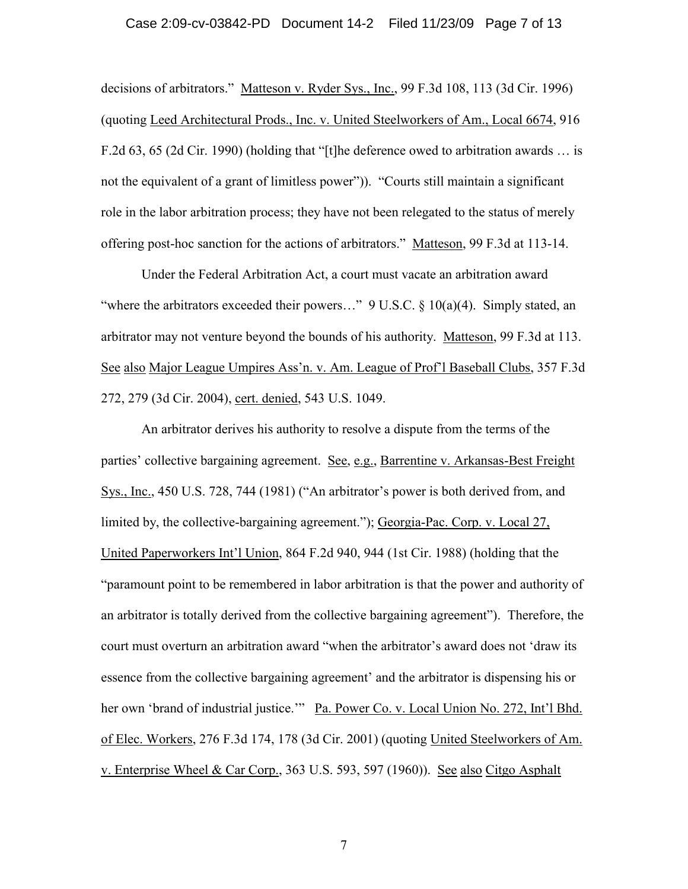decisions of arbitrators." Matteson v. Ryder Sys., Inc., 99 F.3d 108, 113 (3d Cir. 1996) (quoting Leed Architectural Prods., Inc. v. United Steelworkers of Am., Local 6674, 916 F.2d 63, 65 (2d Cir. 1990) (holding that "[t]he deference owed to arbitration awards … is not the equivalent of a grant of limitless power")). "Courts still maintain a significant role in the labor arbitration process; they have not been relegated to the status of merely offering post-hoc sanction for the actions of arbitrators." Matteson, 99 F.3d at 113-14.

Under the Federal Arbitration Act, a court must vacate an arbitration award "where the arbitrators exceeded their powers…" 9 U.S.C. § 10(a)(4). Simply stated, an arbitrator may not venture beyond the bounds of his authority. Matteson, 99 F.3d at 113. See also Major League Umpires Ass'n. v. Am. League of Prof'l Baseball Clubs, 357 F.3d 272, 279 (3d Cir. 2004), cert. denied, 543 U.S. 1049.

An arbitrator derives his authority to resolve a dispute from the terms of the parties' collective bargaining agreement. See, e.g., Barrentine v. Arkansas-Best Freight Sys., Inc., 450 U.S. 728, 744 (1981) ("An arbitrator's power is both derived from, and limited by, the collective-bargaining agreement."); Georgia-Pac. Corp. v. Local 27, United Paperworkers Int'l Union, 864 F.2d 940, 944 (1st Cir. 1988) (holding that the "paramount point to be remembered in labor arbitration is that the power and authority of an arbitrator is totally derived from the collective bargaining agreement"). Therefore, the court must overturn an arbitration award "when the arbitrator's award does not 'draw its essence from the collective bargaining agreement' and the arbitrator is dispensing his or her own 'brand of industrial justice.'" Pa. Power Co. v. Local Union No. 272, Int'l Bhd. of Elec. Workers, 276 F.3d 174, 178 (3d Cir. 2001) (quoting United Steelworkers of Am. v. Enterprise Wheel & Car Corp., 363 U.S. 593, 597 (1960)). See also Citgo Asphalt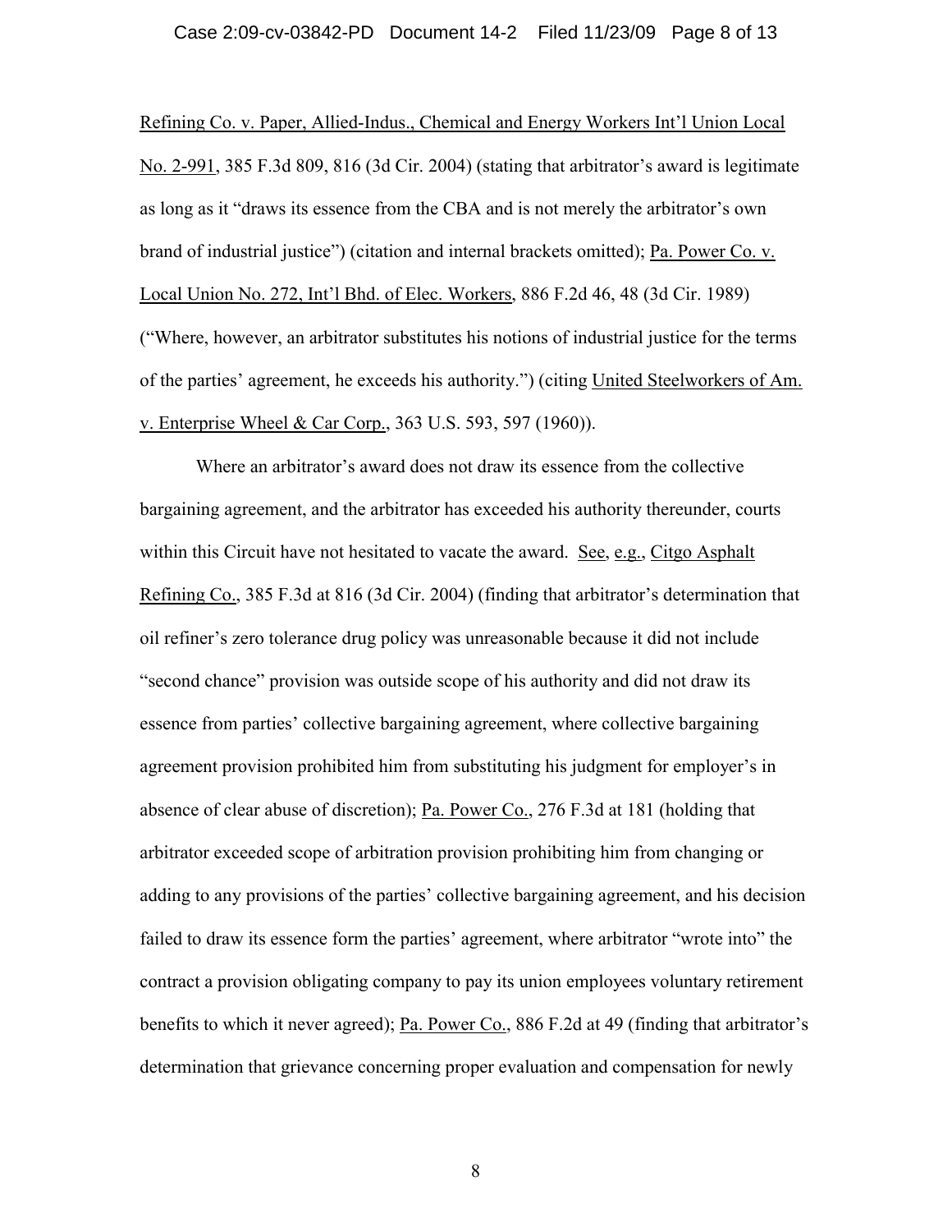Refining Co. v. Paper, Allied-Indus., Chemical and Energy Workers Int'l Union Local No. 2-991, 385 F.3d 809, 816 (3d Cir. 2004) (stating that arbitrator's award is legitimate as long as it "draws its essence from the CBA and is not merely the arbitrator's own brand of industrial justice") (citation and internal brackets omitted); Pa. Power Co. v. Local Union No. 272, Int'l Bhd. of Elec. Workers, 886 F.2d 46, 48 (3d Cir. 1989) ("Where, however, an arbitrator substitutes his notions of industrial justice for the terms of the parties' agreement, he exceeds his authority.") (citing United Steelworkers of Am. v. Enterprise Wheel & Car Corp., 363 U.S. 593, 597 (1960)).

Where an arbitrator's award does not draw its essence from the collective bargaining agreement, and the arbitrator has exceeded his authority thereunder, courts within this Circuit have not hesitated to vacate the award. See, e.g., Citgo Asphalt Refining Co., 385 F.3d at 816 (3d Cir. 2004) (finding that arbitrator's determination that oil refiner's zero tolerance drug policy was unreasonable because it did not include "second chance" provision was outside scope of his authority and did not draw its essence from parties' collective bargaining agreement, where collective bargaining agreement provision prohibited him from substituting his judgment for employer's in absence of clear abuse of discretion); Pa. Power Co., 276 F.3d at 181 (holding that arbitrator exceeded scope of arbitration provision prohibiting him from changing or adding to any provisions of the parties' collective bargaining agreement, and his decision failed to draw its essence form the parties' agreement, where arbitrator "wrote into" the contract a provision obligating company to pay its union employees voluntary retirement benefits to which it never agreed); Pa. Power Co., 886 F.2d at 49 (finding that arbitrator's determination that grievance concerning proper evaluation and compensation for newly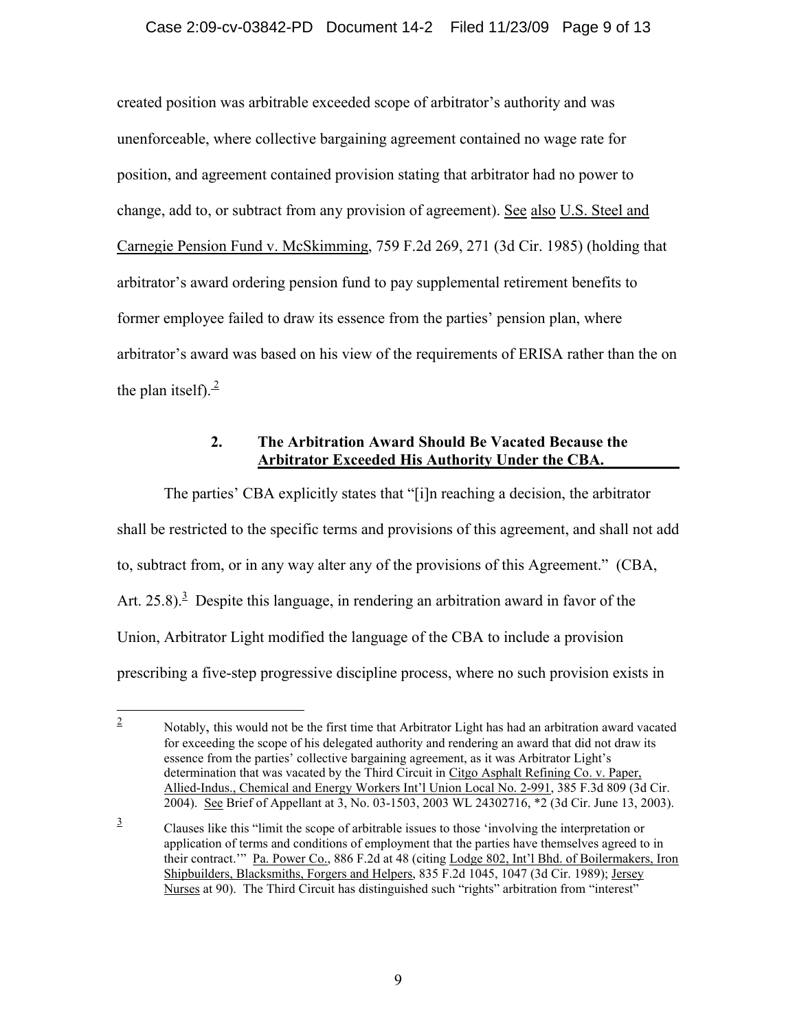created position was arbitrable exceeded scope of arbitrator's authority and was unenforceable, where collective bargaining agreement contained no wage rate for position, and agreement contained provision stating that arbitrator had no power to change, add to, or subtract from any provision of agreement). See also U.S. Steel and Carnegie Pension Fund v. McSkimming, 759 F.2d 269, 271 (3d Cir. 1985) (holding that arbitrator's award ordering pension fund to pay supplemental retirement benefits to former employee failed to draw its essence from the parties' pension plan, where arbitrator's award was based on his view of the requirements of ERISA rather than the on the plan itself).[2]

### 2. The Arbitration Award Should Be Vacated Because the Arbitrator Exceeded His Authority Under the CBA.

The parties' CBA explicitly states that "[i]n reaching a decision, the arbitrator shall be restricted to the specific terms and provisions of this agreement, and shall not add to, subtract from, or in any way alter any of the provisions of this Agreement." (CBA, Art. 25.8).[3] Despite this language, in rendering an arbitration award in favor of the Union, Arbitrator Light modified the language of the CBA to include a provision prescribing a five-step progressive discipline process, where no such provision exists in

---

[2] Notably, this would not be the first time that Arbitrator Light has had an arbitration award vacated for exceeding the scope of his delegated authority and rendering an award that did not draw its essence from the parties' collective bargaining agreement, as it was Arbitrator Light's determination that was vacated by the Third Circuit in Citgo Asphalt Refining Co. v. Paper, Allied-Indus., Chemical and Energy Workers Int'l Union Local No. 2-991, 385 F.3d 809 (3d Cir. 2004). See Brief of Appellant at 3, No. 03-1503, 2003 WL 24302716, *2 (3d Cir. June 13, 2003).

[3] Clauses like this "limit the scope of arbitrable issues to those 'involving the interpretation or application of terms and conditions of employment that the parties have themselves agreed to in their contract.'" Pa. Power Co., 886 F.2d at 48 (citing Lodge 802, Int'l Bhd. of Boilermakers, Iron Shipbuilders, Blacksmiths, Forgers and Helpers, 835 F.2d 1045, 1047 (3d Cir. 1989); Jersey Nurses at 90). The Third Circuit has distinguished such "rights" arbitration from "interest"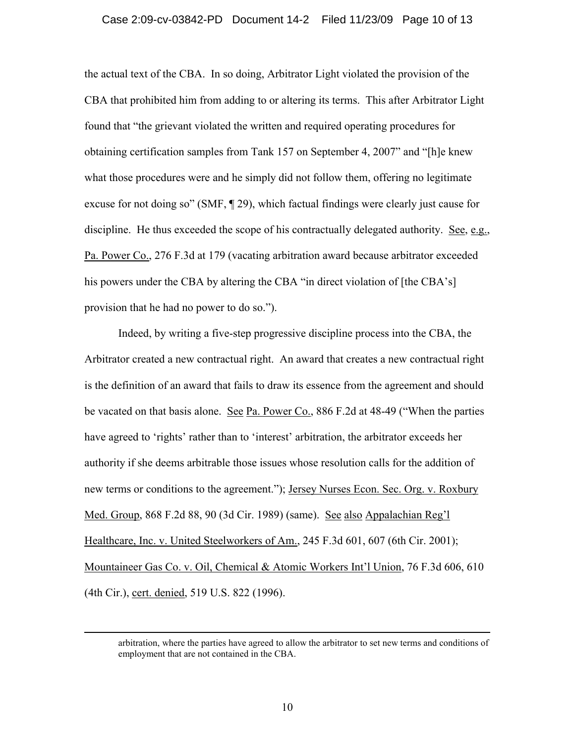the actual text of the CBA. In so doing, Arbitrator Light violated the provision of the CBA that prohibited him from adding to or altering its terms. This after Arbitrator Light found that "the grievant violated the written and required operating procedures for obtaining certification samples from Tank 157 on September 4, 2007" and "[h]e knew what those procedures were and he simply did not follow them, offering no legitimate excuse for not doing so" (SMF, ¶ 29), which factual findings were clearly just cause for discipline. He thus exceeded the scope of his contractually delegated authority. See, e.g., Pa. Power Co., 276 F.3d at 179 (vacating arbitration award because arbitrator exceeded his powers under the CBA by altering the CBA "in direct violation of [the CBA's] provision that he had no power to do so.").

Indeed, by writing a five-step progressive discipline process into the CBA, the Arbitrator created a new contractual right. An award that creates a new contractual right is the definition of an award that fails to draw its essence from the agreement and should be vacated on that basis alone. See Pa. Power Co., 886 F.2d at 48-49 ("When the parties have agreed to 'rights' rather than to 'interest' arbitration, the arbitrator exceeds her authority if she deems arbitrable those issues whose resolution calls for the addition of new terms or conditions to the agreement."); Jersey Nurses Econ. Sec. Org. v. Roxbury Med. Group, 868 F.2d 88, 90 (3d Cir. 1989) (same). See also Appalachian Reg'l Healthcare, Inc. v. United Steelworkers of Am., 245 F.3d 601, 607 (6th Cir. 2001); Mountaineer Gas Co. v. Oil, Chemical & Atomic Workers Int'l Union, 76 F.3d 606, 610 (4th Cir.), cert. denied, 519 U.S. 822 (1996).

---

arbitration, where the parties have agreed to allow the arbitrator to set new terms and conditions of employment that are not contained in the CBA.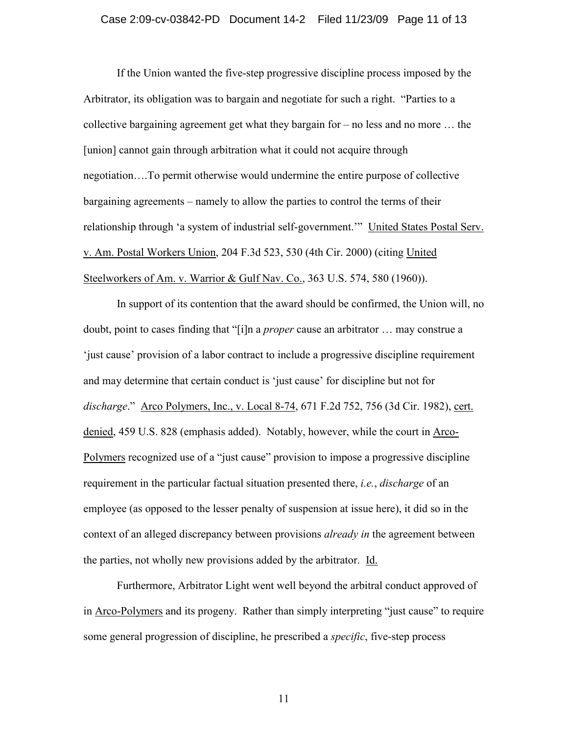If the Union wanted the five-step progressive discipline process imposed by the Arbitrator, its obligation was to bargain and negotiate for such a right. "Parties to a collective bargaining agreement get what they bargain for – no less and no more … the [union] cannot gain through arbitration what it could not acquire through negotiation….To permit otherwise would undermine the entire purpose of collective bargaining agreements – namely to allow the parties to control the terms of their relationship through 'a system of industrial self-government.'" United States Postal Serv. v. Am. Postal Workers Union, 204 F.3d 523, 530 (4th Cir. 2000) (citing United Steelworkers of Am. v. Warrior & Gulf Nav. Co., 363 U.S. 574, 580 (1960)).

In support of its contention that the award should be confirmed, the Union will, no doubt, point to cases finding that "[i]n a *proper* cause an arbitrator … may construe a 'just cause' provision of a labor contract to include a progressive discipline requirement and may determine that certain conduct is 'just cause' for discipline but not for *discharge*." Arco Polymers, Inc., v. Local 8-74, 671 F.2d 752, 756 (3d Cir. 1982), cert. denied, 459 U.S. 828 (emphasis added). Notably, however, while the court in Arco-Polymers recognized use of a "just cause" provision to impose a progressive discipline requirement in the particular factual situation presented there, *i.e.*, *discharge* of an employee (as opposed to the lesser penalty of suspension at issue here), it did so in the context of an alleged discrepancy between provisions *already in* the agreement between the parties, not wholly new provisions added by the arbitrator. Id.

Furthermore, Arbitrator Light went well beyond the arbitral conduct approved of in Arco-Polymers and its progeny. Rather than simply interpreting "just cause" to require some general progression of discipline, he prescribed a *specific*, five-step process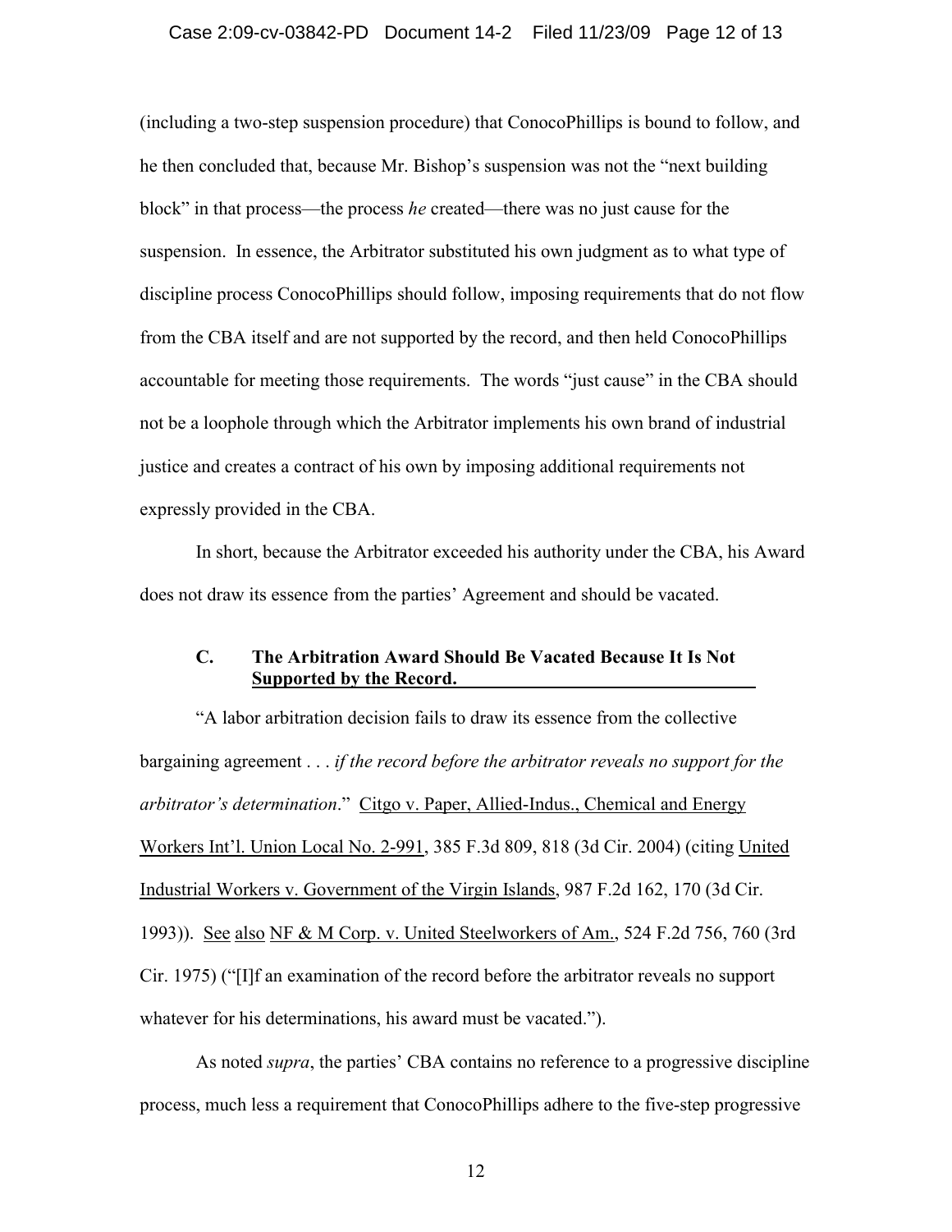(including a two-step suspension procedure) that ConocoPhillips is bound to follow, and he then concluded that, because Mr. Bishop's suspension was not the "next building block" in that process—the process *he* created—there was no just cause for the suspension. In essence, the Arbitrator substituted his own judgment as to what type of discipline process ConocoPhillips should follow, imposing requirements that do not flow from the CBA itself and are not supported by the record, and then held ConocoPhillips accountable for meeting those requirements. The words "just cause" in the CBA should not be a loophole through which the Arbitrator implements his own brand of industrial justice and creates a contract of his own by imposing additional requirements not expressly provided in the CBA.

In short, because the Arbitrator exceeded his authority under the CBA, his Award does not draw its essence from the parties' Agreement and should be vacated.

### C. The Arbitration Award Should Be Vacated Because It Is Not Supported by the Record.

"A labor arbitration decision fails to draw its essence from the collective bargaining agreement . . . *if the record before the arbitrator reveals no support for the arbitrator's determination*." Citgo v. Paper, Allied-Indus., Chemical and Energy Workers Int'l. Union Local No. 2-991, 385 F.3d 809, 818 (3d Cir. 2004) (citing United Industrial Workers v. Government of the Virgin Islands, 987 F.2d 162, 170 (3d Cir. 1993)). See also NF & M Corp. v. United Steelworkers of Am., 524 F.2d 756, 760 (3rd Cir. 1975) ("[I]f an examination of the record before the arbitrator reveals no support whatever for his determinations, his award must be vacated.").

As noted *supra*, the parties' CBA contains no reference to a progressive discipline process, much less a requirement that ConocoPhillips adhere to the five-step progressive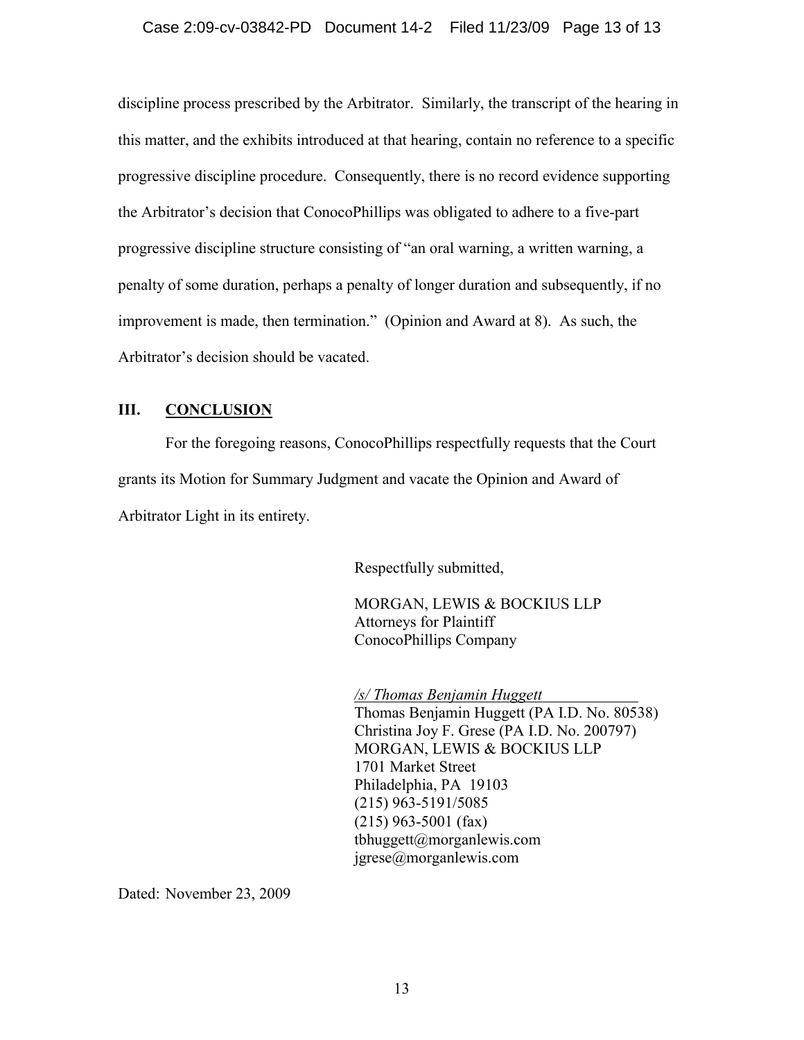discipline process prescribed by the Arbitrator. Similarly, the transcript of the hearing in this matter, and the exhibits introduced at that hearing, contain no reference to a specific progressive discipline procedure. Consequently, there is no record evidence supporting the Arbitrator's decision that ConocoPhillips was obligated to adhere to a five-part progressive discipline structure consisting of "an oral warning, a written warning, a penalty of some duration, perhaps a penalty of longer duration and subsequently, if no improvement is made, then termination." (Opinion and Award at 8). As such, the Arbitrator's decision should be vacated.

## III. CONCLUSION

For the foregoing reasons, ConocoPhillips respectfully requests that the Court grants its Motion for Summary Judgment and vacate the Opinion and Award of Arbitrator Light in its entirety.

Respectfully submitted,

MORGAN, LEWIS & BOCKIUS LLP
Attorneys for Plaintiff
ConocoPhillips Company

*/s/ Thomas Benjamin Huggett*
Thomas Benjamin Huggett (PA I.D. No. 80538)
Christina Joy F. Grese (PA I.D. No. 200797)
MORGAN, LEWIS & BOCKIUS LLP
1701 Market Street
Philadelphia, PA 19103
(215) 963-5191/5085
(215) 963-5001 (fax)
tbhuggett@morganlewis.com
jgrese@morganlewis.com

Dated: November 23, 2009